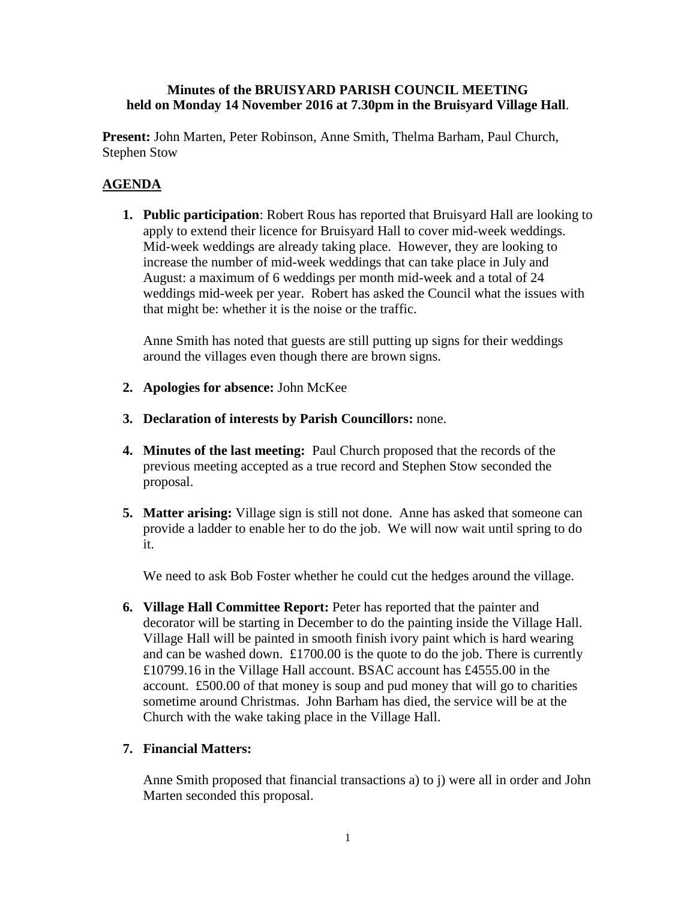**Minutes of the BRUISYARD PARISH COUNCIL MEETING held on Monday 14 November 2016 at 7.30pm in the Bruisyard Village Hall**.

**Present:** John Marten, Peter Robinson, Anne Smith, Thelma Barham, Paul Church, Stephen Stow

## AGENDA

1. **Public participation**: Robert Rous has reported that Bruisyard Hall are looking to apply to extend their licence for Bruisyard Hall to cover mid-week weddings. Mid-week weddings are already taking place. However, they are looking to increase the number of mid-week weddings that can take place in July and August: a maximum of 6 weddings per month mid-week and a total of 24 weddings mid-week per year. Robert has asked the Council what the issues with that might be: whether it is the noise or the traffic.

   Anne Smith has noted that guests are still putting up signs for their weddings around the villages even though there are brown signs.

2. **Apologies for absence:** John McKee

3. **Declaration of interests by Parish Councillors:** none.

4. **Minutes of the last meeting:** Paul Church proposed that the records of the previous meeting accepted as a true record and Stephen Stow seconded the proposal.

5. **Matter arising:** Village sign is still not done. Anne has asked that someone can provide a ladder to enable her to do the job. We will now wait until spring to do it.

   We need to ask Bob Foster whether he could cut the hedges around the village.

6. **Village Hall Committee Report:** Peter has reported that the painter and decorator will be starting in December to do the painting inside the Village Hall. Village Hall will be painted in smooth finish ivory paint which is hard wearing and can be washed down. £1700.00 is the quote to do the job. There is currently £10799.16 in the Village Hall account. BSAC account has £4555.00 in the account. £500.00 of that money is soup and pud money that will go to charities sometime around Christmas. John Barham has died, the service will be at the Church with the wake taking place in the Village Hall.

7. **Financial Matters:**

   Anne Smith proposed that financial transactions a) to j) were all in order and John Marten seconded this proposal.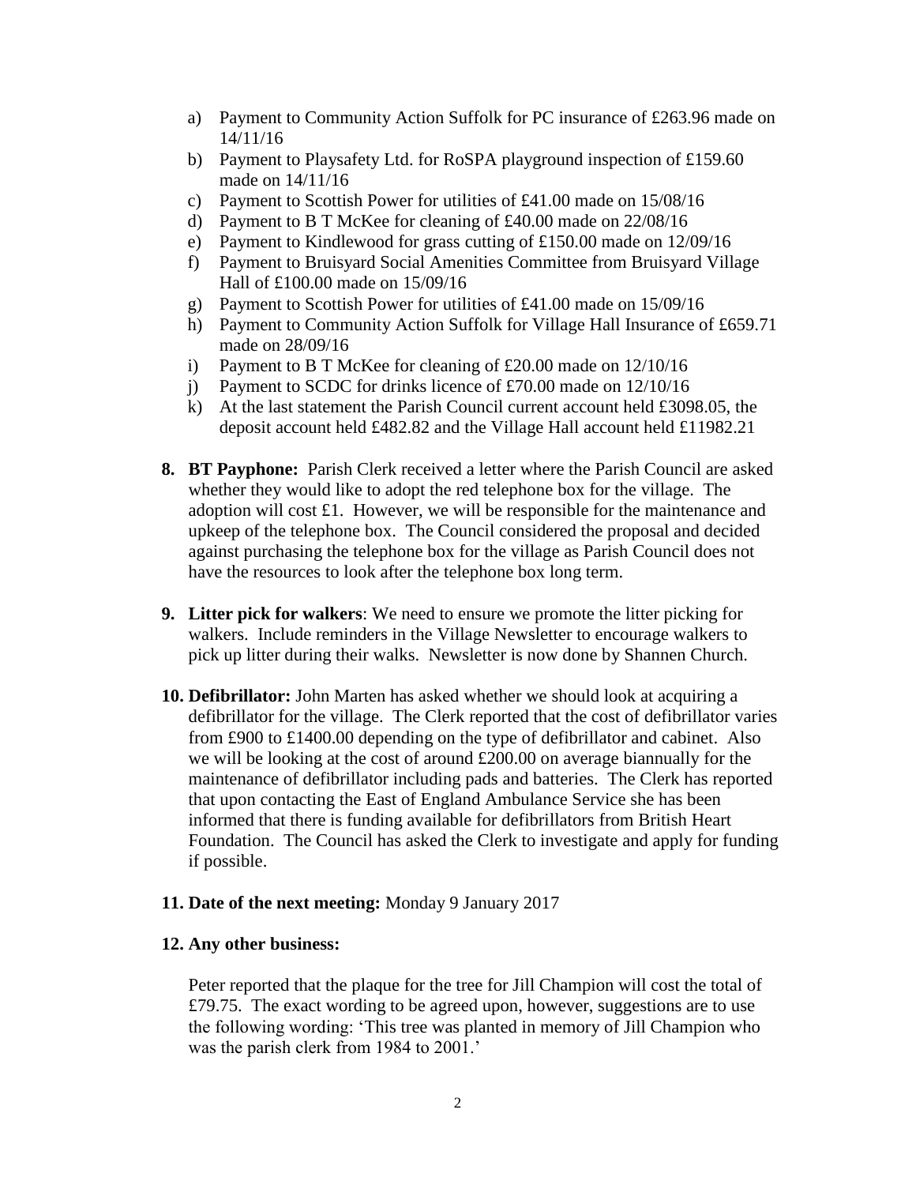a) Payment to Community Action Suffolk for PC insurance of £263.96 made on 14/11/16
b) Payment to Playsafety Ltd. for RoSPA playground inspection of £159.60 made on 14/11/16
c) Payment to Scottish Power for utilities of £41.00 made on 15/08/16
d) Payment to B T McKee for cleaning of £40.00 made on 22/08/16
e) Payment to Kindlewood for grass cutting of £150.00 made on 12/09/16
f) Payment to Bruisyard Social Amenities Committee from Bruisyard Village Hall of £100.00 made on 15/09/16
g) Payment to Scottish Power for utilities of £41.00 made on 15/09/16
h) Payment to Community Action Suffolk for Village Hall Insurance of £659.71 made on 28/09/16
i) Payment to B T McKee for cleaning of £20.00 made on 12/10/16
j) Payment to SCDC for drinks licence of £70.00 made on 12/10/16
k) At the last statement the Parish Council current account held £3098.05, the deposit account held £482.82 and the Village Hall account held £11982.21

**8. BT Payphone:** Parish Clerk received a letter where the Parish Council are asked whether they would like to adopt the red telephone box for the village. The adoption will cost £1. However, we will be responsible for the maintenance and upkeep of the telephone box. The Council considered the proposal and decided against purchasing the telephone box for the village as Parish Council does not have the resources to look after the telephone box long term.

**9. Litter pick for walkers**: We need to ensure we promote the litter picking for walkers. Include reminders in the Village Newsletter to encourage walkers to pick up litter during their walks. Newsletter is now done by Shannen Church.

**10. Defibrillator:** John Marten has asked whether we should look at acquiring a defibrillator for the village. The Clerk reported that the cost of defibrillator varies from £900 to £1400.00 depending on the type of defibrillator and cabinet. Also we will be looking at the cost of around £200.00 on average biannually for the maintenance of defibrillator including pads and batteries. The Clerk has reported that upon contacting the East of England Ambulance Service she has been informed that there is funding available for defibrillators from British Heart Foundation. The Council has asked the Clerk to investigate and apply for funding if possible.

**11. Date of the next meeting:** Monday 9 January 2017

**12. Any other business:**

Peter reported that the plaque for the tree for Jill Champion will cost the total of £79.75. The exact wording to be agreed upon, however, suggestions are to use the following wording: 'This tree was planted in memory of Jill Champion who was the parish clerk from 1984 to 2001.'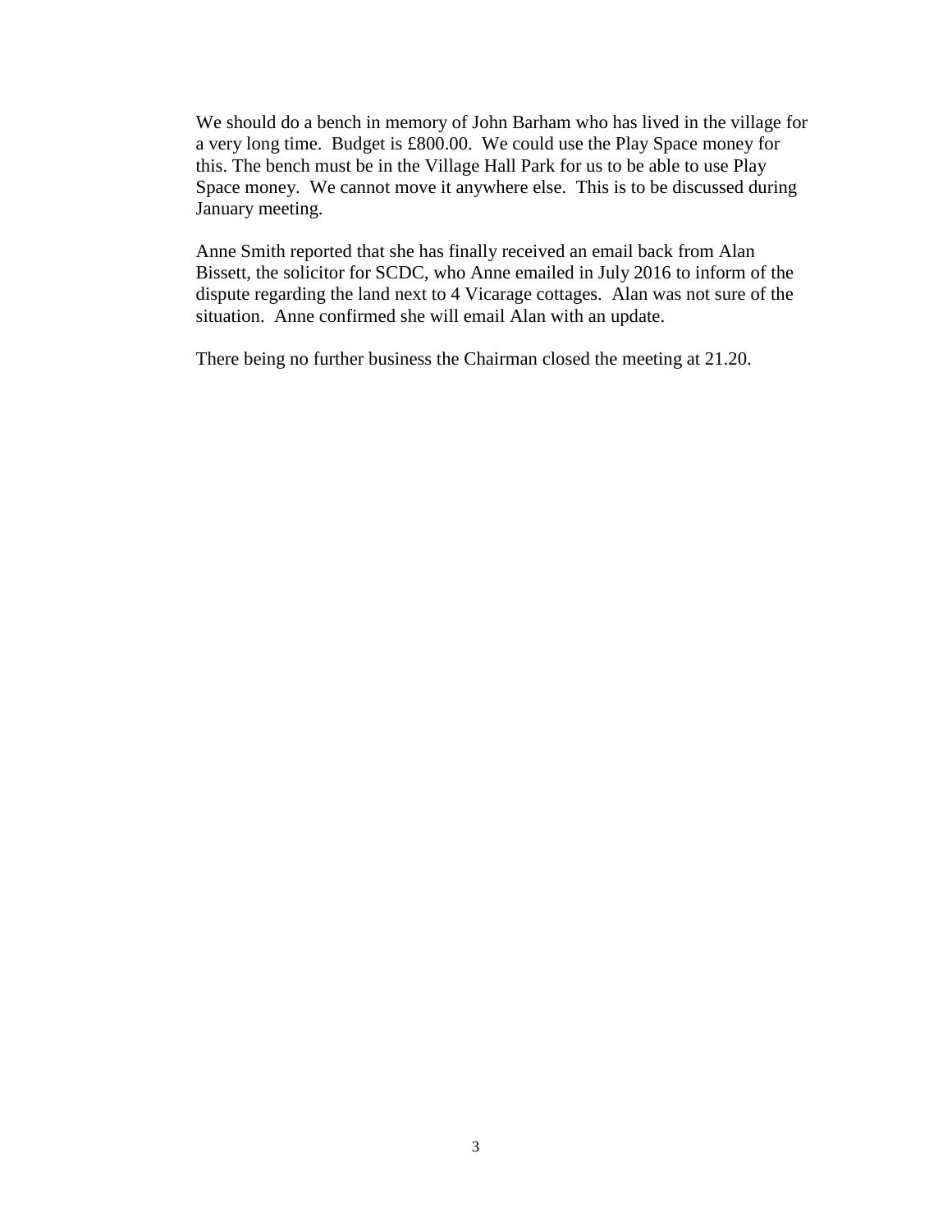We should do a bench in memory of John Barham who has lived in the village for a very long time. Budget is £800.00. We could use the Play Space money for this. The bench must be in the Village Hall Park for us to be able to use Play Space money. We cannot move it anywhere else. This is to be discussed during January meeting.

Anne Smith reported that she has finally received an email back from Alan Bissett, the solicitor for SCDC, who Anne emailed in July 2016 to inform of the dispute regarding the land next to 4 Vicarage cottages. Alan was not sure of the situation. Anne confirmed she will email Alan with an update.

There being no further business the Chairman closed the meeting at 21.20.